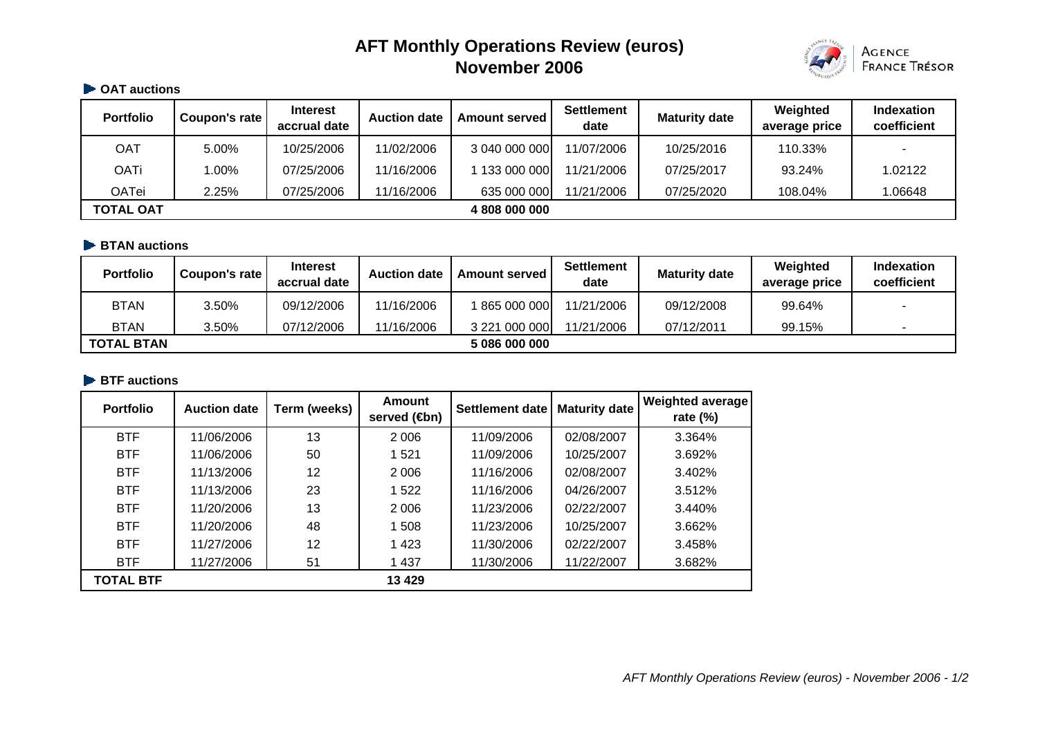# AFT Monthly Operations Review (euros)
# November 2006

## OAT auctions

| Portfolio | Coupon's rate | Interest accrual date | Auction date | Amount served | Settlement date | Maturity date | Weighted average price | Indexation coefficient |
|---|---|---|---|---|---|---|---|---|
| OAT | 5.00% | 10/25/2006 | 11/02/2006 | 3 040 000 000 | 11/07/2006 | 10/25/2016 | 110.33% | - |
| OATi | 1.00% | 07/25/2006 | 11/16/2006 | 1 133 000 000 | 11/21/2006 | 07/25/2017 | 93.24% | 1.02122 |
| OATei | 2.25% | 07/25/2006 | 11/16/2006 | 635 000 000 | 11/21/2006 | 07/25/2020 | 108.04% | 1.06648 |
| **TOTAL OAT** | | | | **4 808 000 000** | | | | |

## BTAN auctions

| Portfolio | Coupon's rate | Interest accrual date | Auction date | Amount served | Settlement date | Maturity date | Weighted average price | Indexation coefficient |
|---|---|---|---|---|---|---|---|---|
| BTAN | 3.50% | 09/12/2006 | 11/16/2006 | 1 865 000 000 | 11/21/2006 | 09/12/2008 | 99.64% | - |
| BTAN | 3.50% | 07/12/2006 | 11/16/2006 | 3 221 000 000 | 11/21/2006 | 07/12/2011 | 99.15% | - |
| **TOTAL BTAN** | | | | **5 086 000 000** | | | | |

## BTF auctions

| Portfolio | Auction date | Term (weeks) | Amount served (€bn) | Settlement date | Maturity date | Weighted average rate (%) |
|---|---|---|---|---|---|---|
| BTF | 11/06/2006 | 13 | 2 006 | 11/09/2006 | 02/08/2007 | 3.364% |
| BTF | 11/06/2006 | 50 | 1 521 | 11/09/2006 | 10/25/2007 | 3.692% |
| BTF | 11/13/2006 | 12 | 2 006 | 11/16/2006 | 02/08/2007 | 3.402% |
| BTF | 11/13/2006 | 23 | 1 522 | 11/16/2006 | 04/26/2007 | 3.512% |
| BTF | 11/20/2006 | 13 | 2 006 | 11/23/2006 | 02/22/2007 | 3.440% |
| BTF | 11/20/2006 | 48 | 1 508 | 11/23/2006 | 10/25/2007 | 3.662% |
| BTF | 11/27/2006 | 12 | 1 423 | 11/30/2006 | 02/22/2007 | 3.458% |
| BTF | 11/27/2006 | 51 | 1 437 | 11/30/2006 | 11/22/2007 | 3.682% |
| **TOTAL BTF** | | | **13 429** | | | |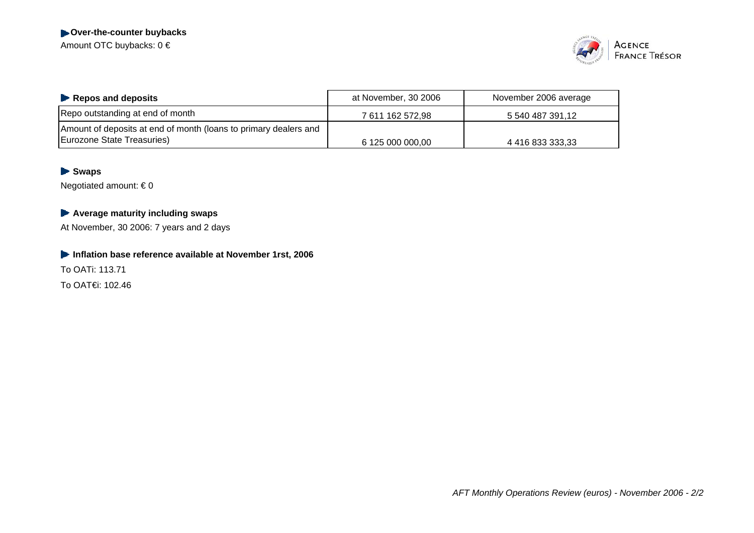### Over-the-counter buybacks

Amount OTC buybacks: 0 €

| Repos and deposits | at November, 30 2006 | November 2006 average |
| --- | --- | --- |
| Repo outstanding at end of month | 7 611 162 572,98 | 5 540 487 391,12 |
| Amount of deposits at end of month (loans to primary dealers and Eurozone State Treasuries) | 6 125 000 000,00 | 4 416 833 333,33 |

### Swaps

Negotiated amount: € 0

### Average maturity including swaps

At November, 30 2006: 7 years and 2 days

### Inflation base reference available at November 1rst, 2006

To OATi: 113.71

To OAT€i: 102.46